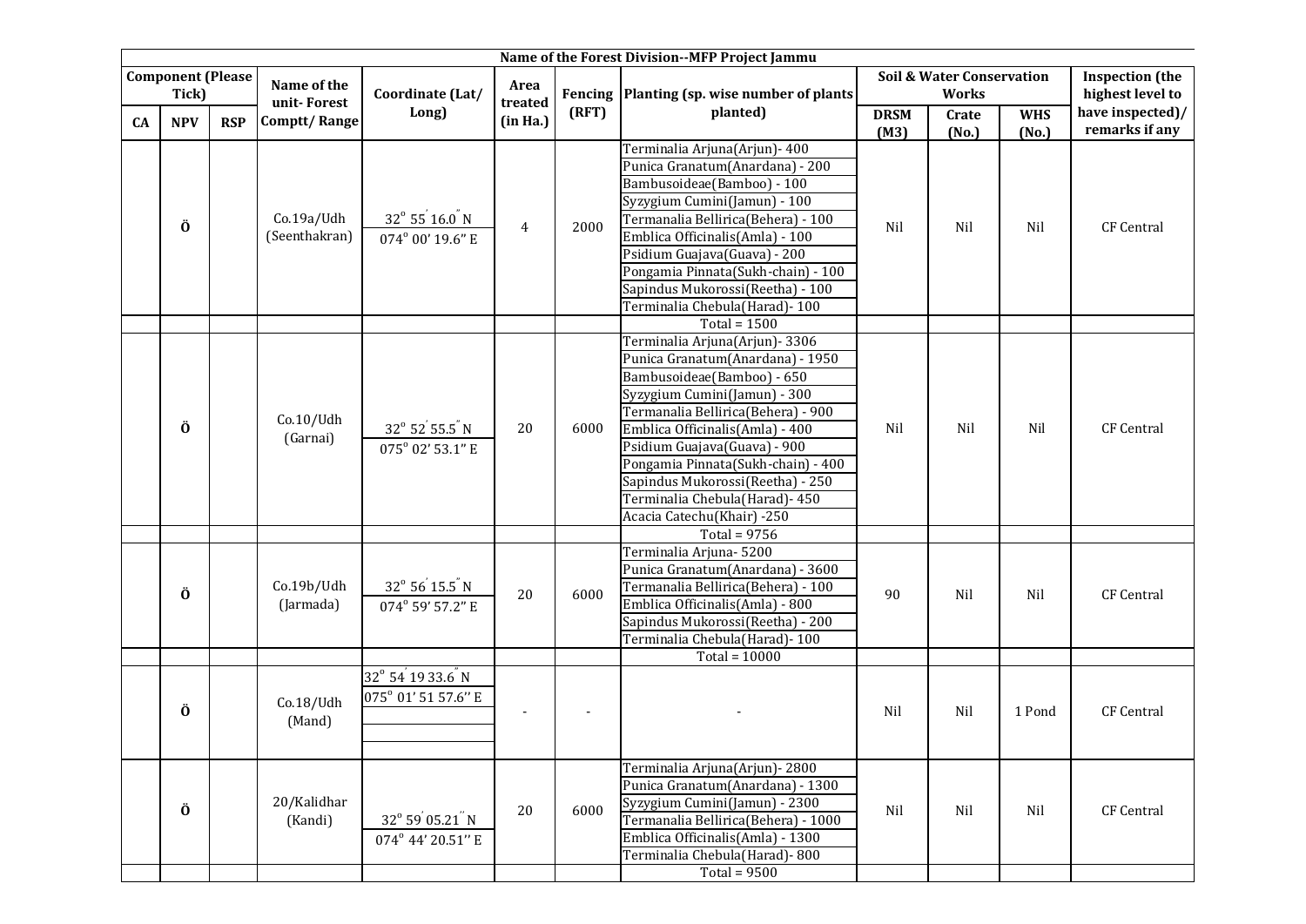| Name of the Forest Division--MFP Project Jammu | | | | | | | | | | | |
|---|---|---|---|---|---|---|---|---|---|---|---|
| Component (Please Tick) | | | Name of the unit- Forest Comptt/ Range | Coordinate (Lat/ Long) | Area treated (in Ha.) | Fencing (RFT) | Planting (sp. wise number of plants planted) | Soil & Water Conservation Works | | | Inspection (the highest level to have inspected)/ remarks if any |
| CA | NPV | RSP | | | | | | DRSM (M3) | Crate (No.) | WHS (No.) | |
| | Ö | | Co.19a/Udh (Seenthakran) | 32° 55′ 16.0″ N<br>074° 00′ 19.6″ E | 4 | 2000 | Terminalia Arjuna(Arjun)- 400<br>Punica Granatum(Anardana) - 200<br>Bambusoideae(Bamboo) - 100<br>Syzygium Cumini(Jamun) - 100<br>Termanalia Bellirica(Behera) - 100<br>Emblica Officinalis(Amla) - 100<br>Psidium Guajava(Guava) - 200<br>Pongamia Pinnata(Sukh-chain) - 100<br>Sapindus Mukorossi(Reetha) - 100<br>Terminalia Chebula(Harad)- 100 | Nil | Nil | Nil | CF Central |
| | | | | | | | Total = 1500 | | | | |
| | Ö | | Co.10/Udh (Garnai) | 32° 52′ 55.5″ N<br>075° 02′ 53.1″ E | 20 | 6000 | Terminalia Arjuna(Arjun)- 3306<br>Punica Granatum(Anardana) - 1950<br>Bambusoideae(Bamboo) - 650<br>Syzygium Cumini(Jamun) - 300<br>Termanalia Bellirica(Behera) - 900<br>Emblica Officinalis(Amla) - 400<br>Psidium Guajava(Guava) - 900<br>Pongamia Pinnata(Sukh-chain) - 400<br>Sapindus Mukorossi(Reetha) - 250<br>Terminalia Chebula(Harad)- 450<br>Acacia Catechu(Khair) -250 | Nil | Nil | Nil | CF Central |
| | | | | | | | Total = 9756 | | | | |
| | Ö | | Co.19b/Udh (Jarmada) | 32° 56′ 15.5″ N<br>074° 59′ 57.2″ E | 20 | 6000 | Terminalia Arjuna- 5200<br>Punica Granatum(Anardana) - 3600<br>Termanalia Bellirica(Behera) - 100<br>Emblica Officinalis(Amla) - 800<br>Sapindus Mukorossi(Reetha) - 200<br>Terminalia Chebula(Harad)- 100 | 90 | Nil | Nil | CF Central |
| | | | | | | | Total = 10000 | | | | |
| | Ö | | Co.18/Udh (Mand) | 32° 54′ 19 33.6″ N<br>075° 01′ 51 57.6″ E | - | - | - | Nil | Nil | 1 Pond | CF Central |
| | Ö | | 20/Kalidhar (Kandi) | 32° 59′ 05.21″ N<br>074° 44′ 20.51″ E | 20 | 6000 | Terminalia Arjuna(Arjun)- 2800<br>Punica Granatum(Anardana) - 1300<br>Syzygium Cumini(Jamun) - 2300<br>Termanalia Bellirica(Behera) - 1000<br>Emblica Officinalis(Amla) - 1300<br>Terminalia Chebula(Harad)- 800 | Nil | Nil | Nil | CF Central |
| | | | | | | | Total = 9500 | | | | |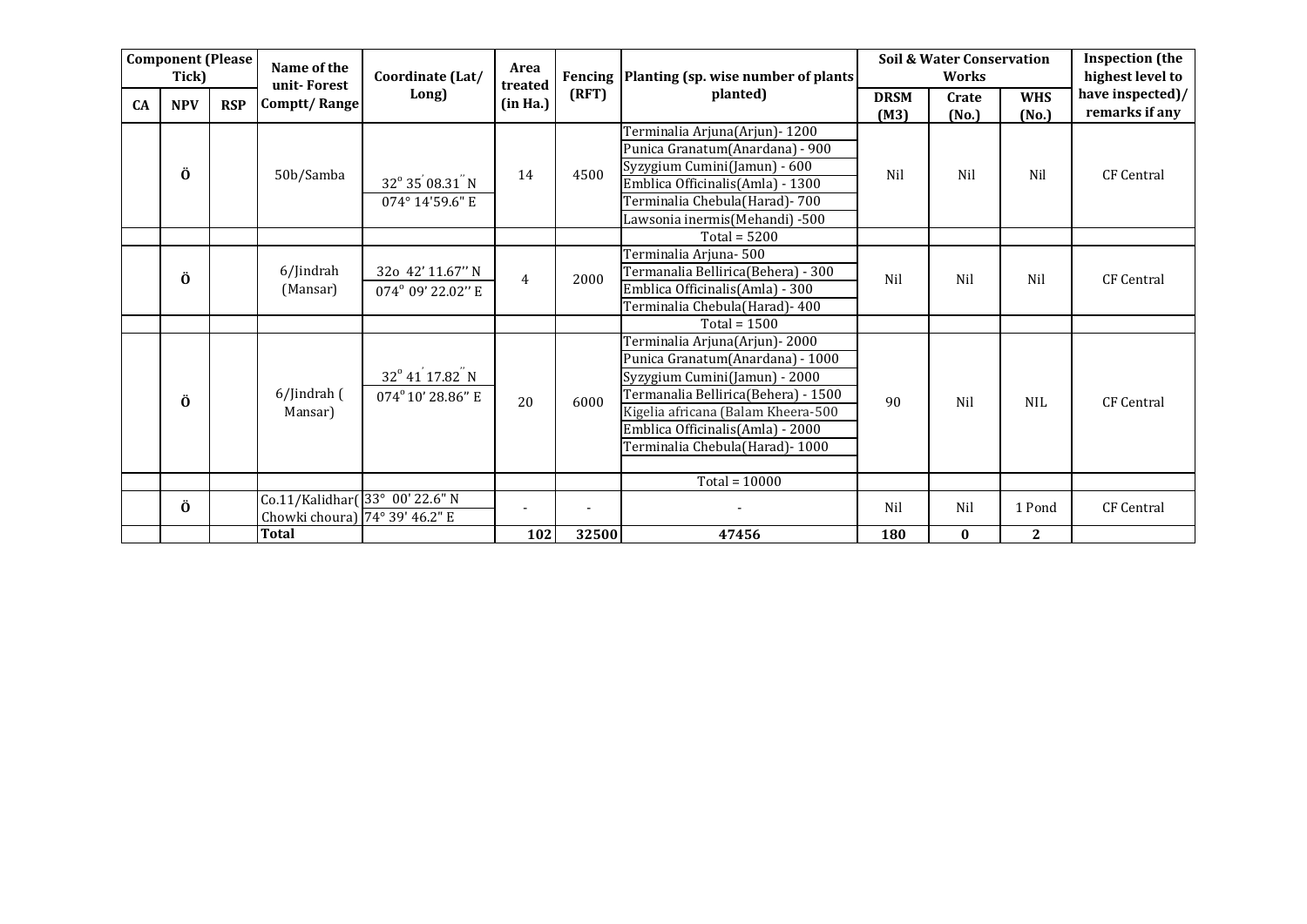| Component (Please Tick) | | | Name of the unit- Forest Comptt/ Range | Coordinate (Lat/ Long) | Area treated (in Ha.) | Fencing (RFT) | Planting (sp. wise number of plants planted) | Soil & Water Conservation Works | | | Inspection (the highest level to have inspected)/ remarks if any |
|---|---|---|---|---|---|---|---|---|---|---|---|
| CA | NPV | RSP | | | | | | DRSM (M3) | Crate (No.) | WHS (No.) | |
| | Ö | | 50b/Samba | 32° 35′ 08.31″ N<br>074° 14'59.6" E | 14 | 4500 | Terminalia Arjuna(Arjun)- 1200<br>Punica Granatum(Anardana) - 900<br>Syzygium Cumini(Jamun) - 600<br>Emblica Officinalis(Amla) - 1300<br>Terminalia Chebula(Harad)- 700<br>Lawsonia inermis(Mehandi) -500 | Nil | Nil | Nil | CF Central |
| | | | | | | | Total = 5200 | | | | |
| | Ö | | 6/Jindrah (Mansar) | 32o 42' 11.67'' N<br>074° 09' 22.02'' E | 4 | 2000 | Terminalia Arjuna- 500<br>Termanalia Bellirica(Behera) - 300<br>Emblica Officinalis(Amla) - 300<br>Terminalia Chebula(Harad)- 400 | Nil | Nil | Nil | CF Central |
| | | | | | | | Total = 1500 | | | | |
| | Ö | | 6/Jindrah ( Mansar) | 32° 41′ 17.82″ N<br>074° 10' 28.86" E | 20 | 6000 | Terminalia Arjuna(Arjun)- 2000<br>Punica Granatum(Anardana) - 1000<br>Syzygium Cumini(Jamun) - 2000<br>Termanalia Bellirica(Behera) - 1500<br>Kigelia africana (Balam Kheera-500<br>Emblica Officinalis(Amla) - 2000<br>Terminalia Chebula(Harad)- 1000 | 90 | Nil | NIL | CF Central |
| | | | | | | | Total = 10000 | | | | |
| | Ö | | Co.11/Kalidhar( Chowki choura) | 33° 00' 22.6" N<br>74° 39' 46.2" E | - | - | - | Nil | Nil | 1 Pond | CF Central |
| | | | **Total** | | **102** | **32500** | **47456** | **180** | **0** | **2** | |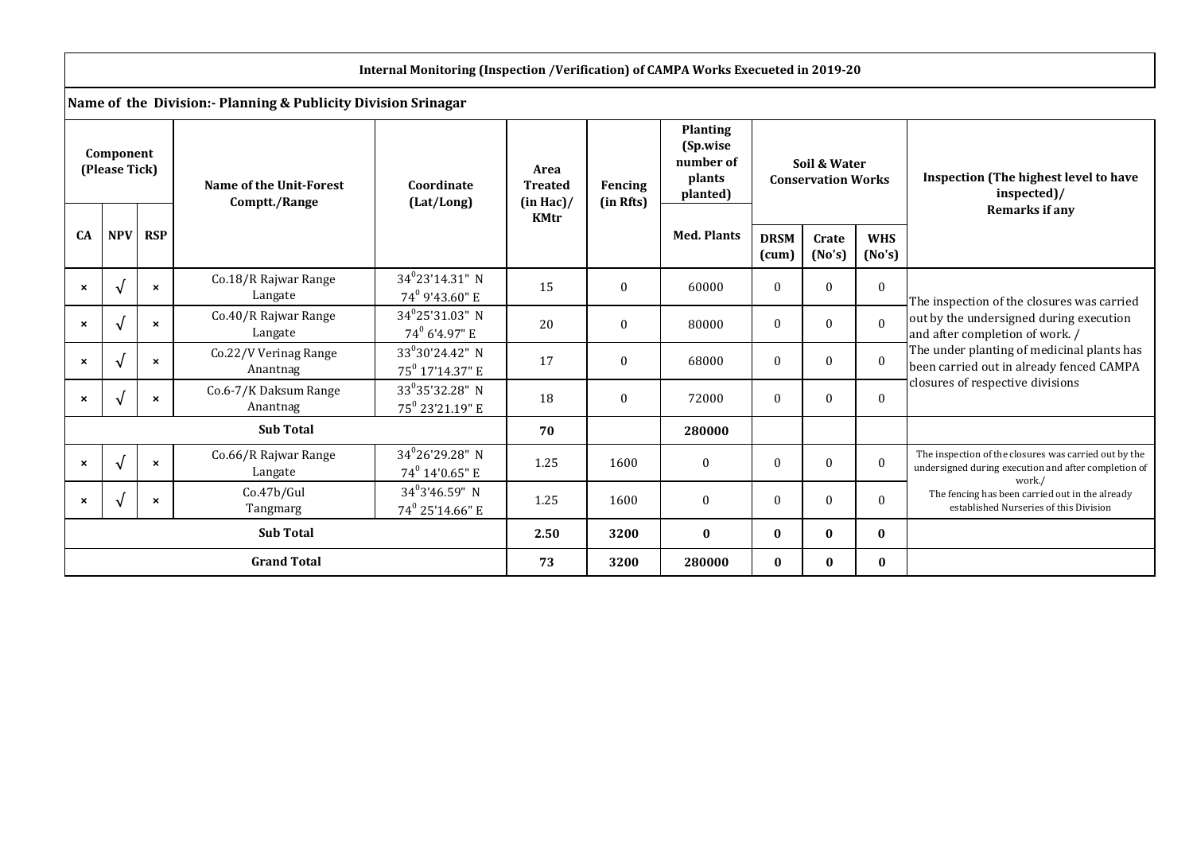**Internal Monitoring (Inspection /Verification) of CAMPA Works Execueted in 2019-20**

**Name of the Division:- Planning & Publicity Division Srinagar**

| Component (Please Tick) | | | Name of the Unit-Forest Comptt./Range | Coordinate (Lat/Long) | Area Treated (in Hac)/ KMtr | Fencing (in Rfts) | Planting (Sp.wise number of plants planted) | Soil & Water Conservation Works | | | Inspection (The highest level to have inspected)/ Remarks if any |
|---|---|---|---|---|---|---|---|---|---|---|---|
| CA | NPV | RSP | | | | | Med. Plants | DRSM (cum) | Crate (No's) | WHS (No's) | |
| × | √ | × | Co.18/R Rajwar Range Langate | $34^0$23'14.31" N $74^0$ 9'43.60" E | 15 | 0 | 60000 | 0 | 0 | 0 | The inspection of the closures was carried out by the undersigned during execution and after completion of work. / The under planting of medicinal plants has been carried out in already fenced CAMPA closures of respective divisions |
| × | √ | × | Co.40/R Rajwar Range Langate | $34^0$25'31.03" N $74^0$ 6'4.97" E | 20 | 0 | 80000 | 0 | 0 | 0 | |
| × | √ | × | Co.22/V Verinag Range Anantnag | $33^0$30'24.42" N $75^0$ 17'14.37" E | 17 | 0 | 68000 | 0 | 0 | 0 | |
| × | √ | × | Co.6-7/K Daksum Range Anantnag | $33^0$35'32.28" N $75^0$ 23'21.19" E | 18 | 0 | 72000 | 0 | 0 | 0 | |
| **Sub Total** | | | | | **70** | | **280000** | | | | |
| × | √ | × | Co.66/R Rajwar Range Langate | $34^0$26'29.28" N $74^0$ 14'0.65" E | 1.25 | 1600 | 0 | 0 | 0 | 0 | The inspection of the closures was carried out by the undersigned during execution and after completion of work./ The fencing has been carried out in the already established Nurseries of this Division |
| × | √ | × | Co.47b/Gul Tangmarg | $34^0$3'46.59" N $74^0$ 25'14.66" E | 1.25 | 1600 | 0 | 0 | 0 | 0 | |
| **Sub Total** | | | | | **2.50** | **3200** | **0** | **0** | **0** | **0** | |
| **Grand Total** | | | | | **73** | **3200** | **280000** | **0** | **0** | **0** | |